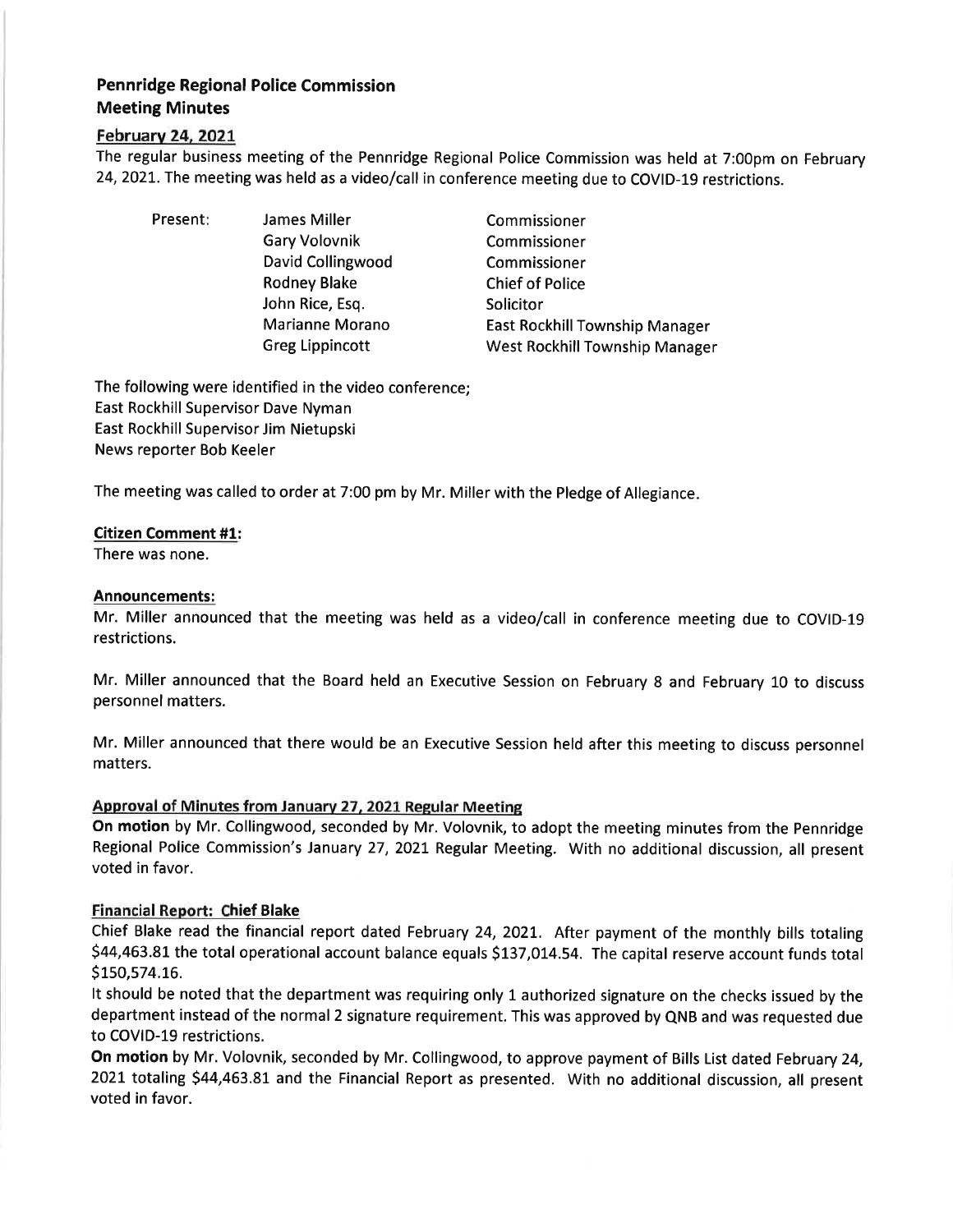# Pennridge Regional Police Commission
# Meeting Minutes

## February 24, 2021

The regular business meeting of the Pennridge Regional Police Commission was held at 7:00pm on February 24, 2021. The meeting was held as a video/call in conference meeting due to COVID-19 restrictions.

| Present: | | |
|---|---|---|
| | James Miller | Commissioner |
| | Gary Volovnik | Commissioner |
| | David Collingwood | Commissioner |
| | Rodney Blake | Chief of Police |
| | John Rice, Esq. | Solicitor |
| | Marianne Morano | East Rockhill Township Manager |
| | Greg Lippincott | West Rockhill Township Manager |

The following were identified in the video conference;
East Rockhill Supervisor Dave Nyman
East Rockhill Supervisor Jim Nietupski
News reporter Bob Keeler

The meeting was called to order at 7:00 pm by Mr. Miller with the Pledge of Allegiance.

**Citizen Comment #1:**
There was none.

**Announcements:**
Mr. Miller announced that the meeting was held as a video/call in conference meeting due to COVID-19 restrictions.

Mr. Miller announced that the Board held an Executive Session on February 8 and February 10 to discuss personnel matters.

Mr. Miller announced that there would be an Executive Session held after this meeting to discuss personnel matters.

**Approval of Minutes from January 27, 2021 Regular Meeting**

**On motion** by Mr. Collingwood, seconded by Mr. Volovnik, to adopt the meeting minutes from the Pennridge Regional Police Commission's January 27, 2021 Regular Meeting. With no additional discussion, all present voted in favor.

**Financial Report: Chief Blake**

Chief Blake read the financial report dated February 24, 2021. After payment of the monthly bills totaling $44,463.81 the total operational account balance equals $137,014.54. The capital reserve account funds total $150,574.16.

It should be noted that the department was requiring only 1 authorized signature on the checks issued by the department instead of the normal 2 signature requirement. This was approved by QNB and was requested due to COVID-19 restrictions.

**On motion** by Mr. Volovnik, seconded by Mr. Collingwood, to approve payment of Bills List dated February 24, 2021 totaling $44,463.81 and the Financial Report as presented. With no additional discussion, all present voted in favor.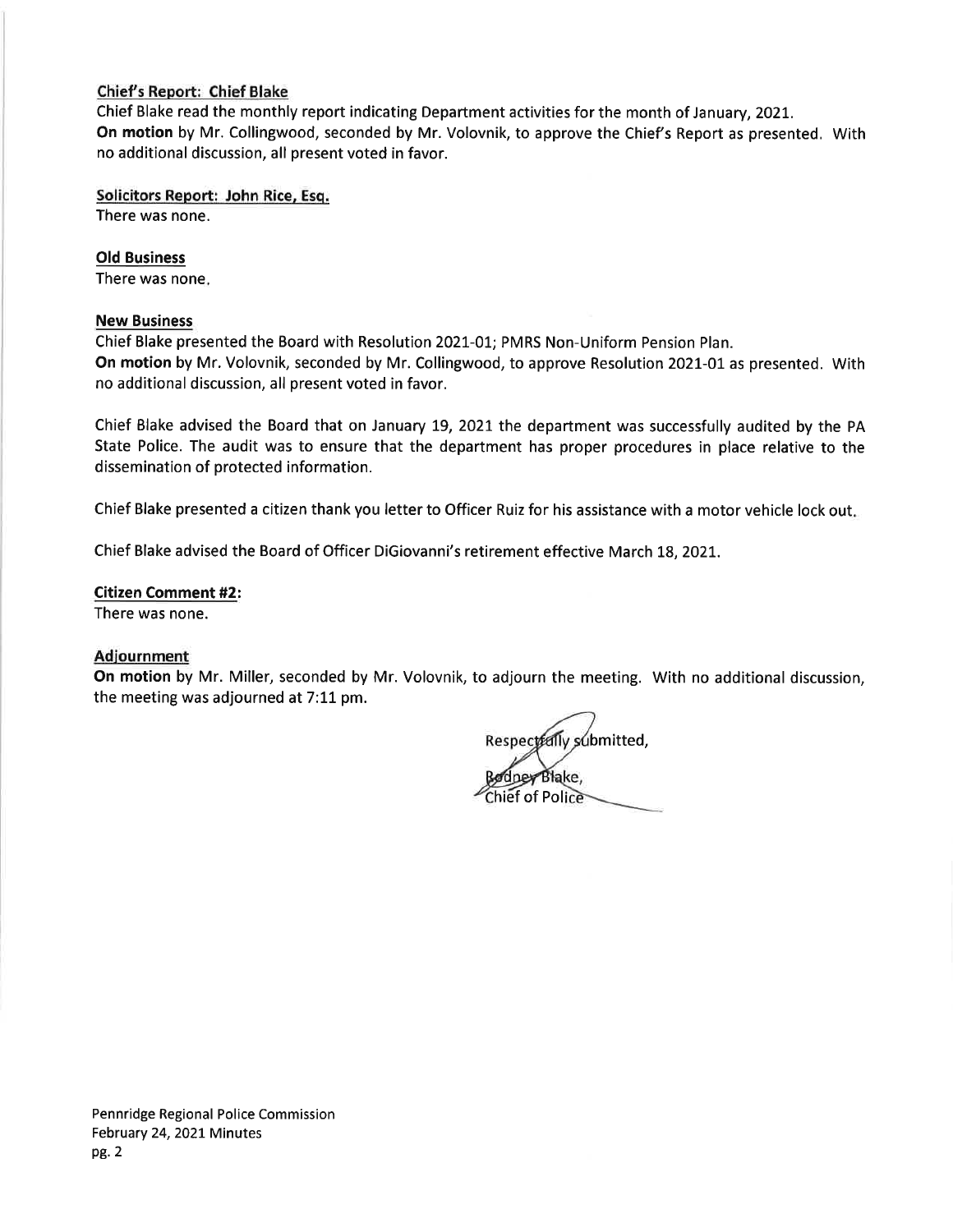**Chief's Report: Chief Blake**

Chief Blake read the monthly report indicating Department activities for the month of January, 2021.

**On motion** by Mr. Collingwood, seconded by Mr. Volovnik, to approve the Chief's Report as presented. With no additional discussion, all present voted in favor.

**Solicitors Report: John Rice, Esq.**

There was none.

**Old Business**

There was none.

**New Business**

Chief Blake presented the Board with Resolution 2021-01; PMRS Non-Uniform Pension Plan.

**On motion** by Mr. Volovnik, seconded by Mr. Collingwood, to approve Resolution 2021-01 as presented. With no additional discussion, all present voted in favor.

Chief Blake advised the Board that on January 19, 2021 the department was successfully audited by the PA State Police. The audit was to ensure that the department has proper procedures in place relative to the dissemination of protected information.

Chief Blake presented a citizen thank you letter to Officer Ruiz for his assistance with a motor vehicle lock out.

Chief Blake advised the Board of Officer DiGiovanni's retirement effective March 18, 2021.

**Citizen Comment #2:**

There was none.

**Adjournment**

**On motion** by Mr. Miller, seconded by Mr. Volovnik, to adjourn the meeting. With no additional discussion, the meeting was adjourned at 7:11 pm.

Respectfully submitted,

Rodney Blake,
Chief of Police

Pennridge Regional Police Commission
February 24, 2021 Minutes